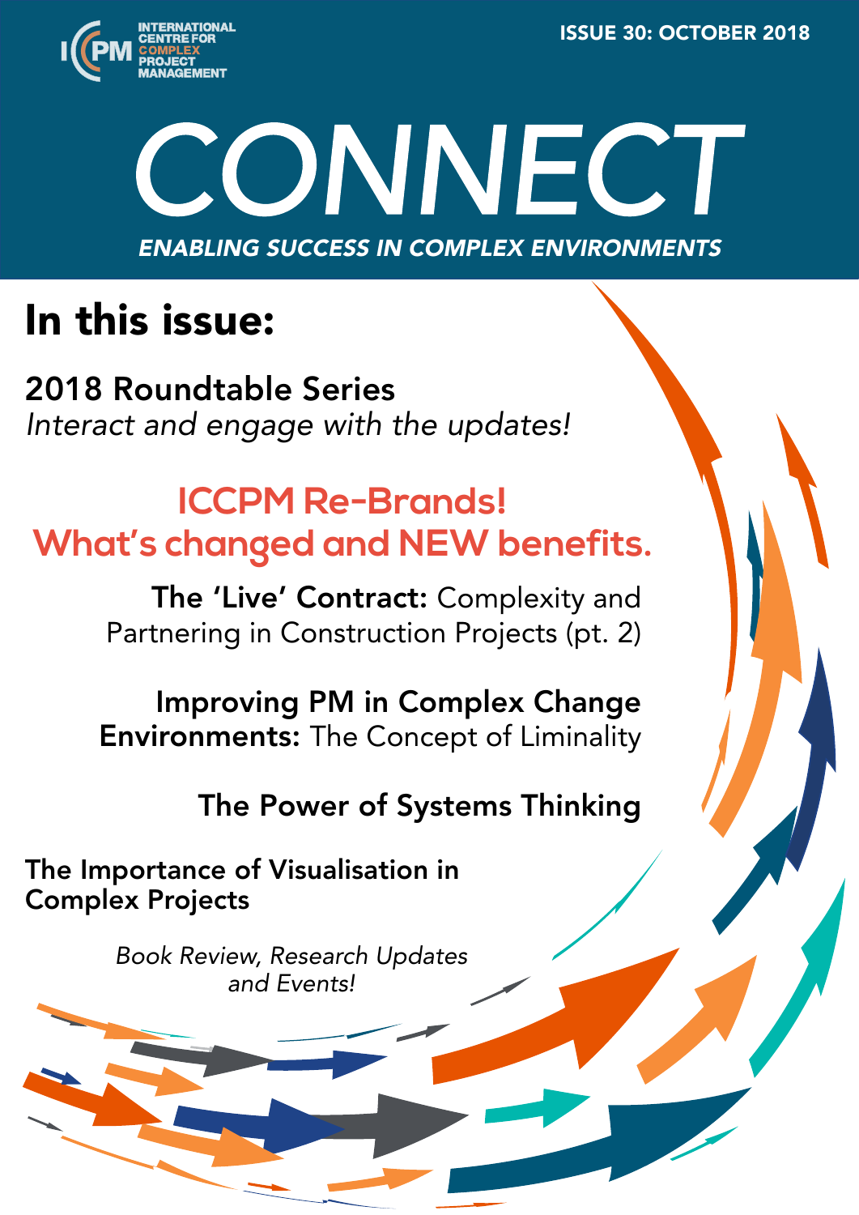INTERNATIONAL CENTRE FOR COMPLEX PROJECT MANAGEMENT

ISSUE 30: OCTOBER 2018

# CONNECT

*ENABLING SUCCESS IN COMPLEX ENVIRONMENTS*

## In this issue:

**2018 Roundtable Series**
*Interact and engage with the updates!*

**ICCPM Re-Brands!**
**What's changed and NEW benefits.**

**The 'Live' Contract:** Complexity and Partnering in Construction Projects (pt. 2)

**Improving PM in Complex Change Environments:** The Concept of Liminality

**The Power of Systems Thinking**

**The Importance of Visualisation in Complex Projects**

*Book Review, Research Updates and Events!*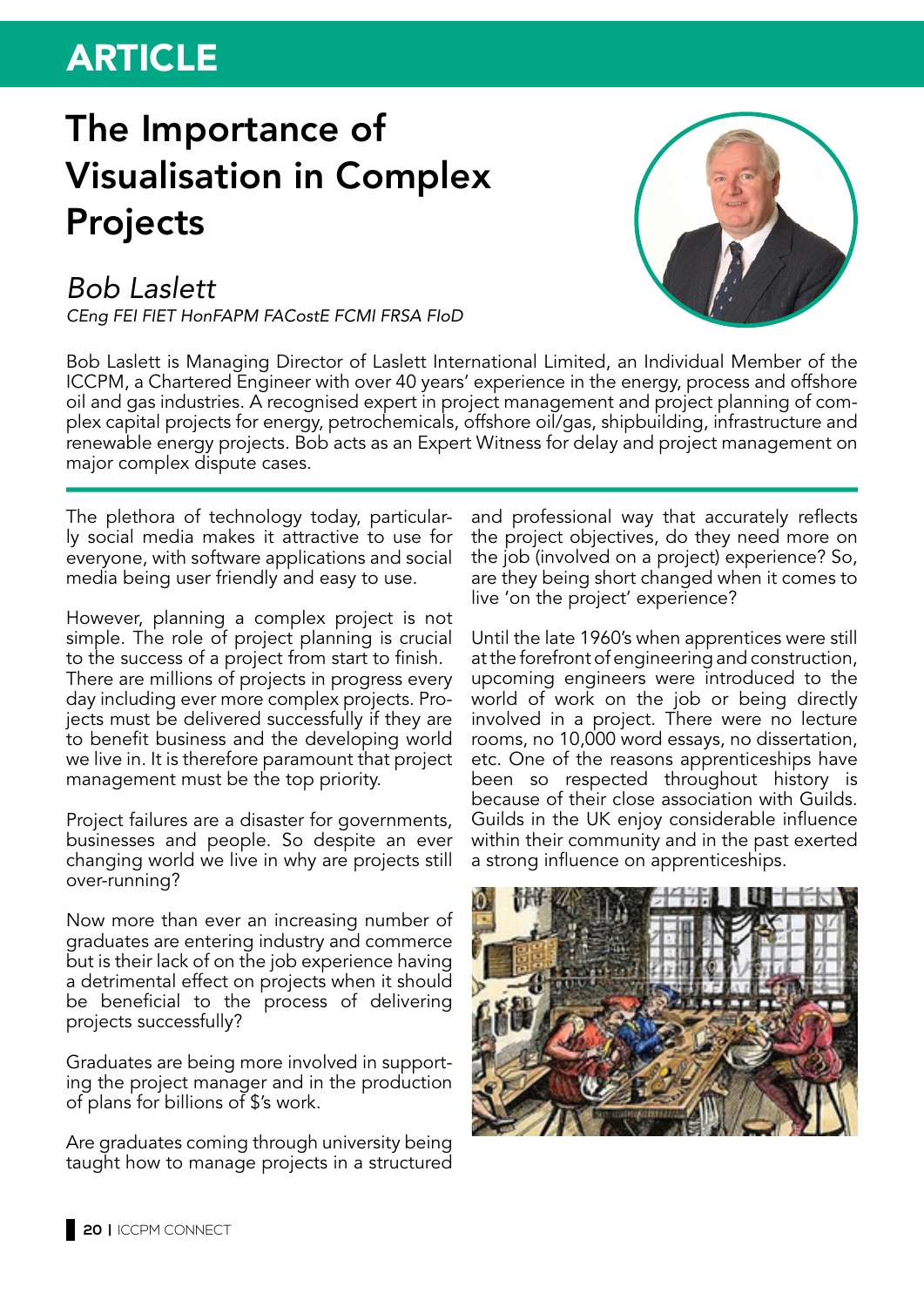# The Importance of Visualisation in Complex Projects

## *Bob Laslett*

*CEng FEI FIET HonFAPM FACostE FCMI FRSA FIoD*

Bob Laslett is Managing Director of Laslett International Limited, an Individual Member of the ICCPM, a Chartered Engineer with over 40 years' experience in the energy, process and offshore oil and gas industries. A recognised expert in project management and project planning of complex capital projects for energy, petrochemicals, offshore oil/gas, shipbuilding, infrastructure and renewable energy projects. Bob acts as an Expert Witness for delay and project management on major complex dispute cases.

---

The plethora of technology today, particularly social media makes it attractive to use for everyone, with software applications and social media being user friendly and easy to use.

However, planning a complex project is not simple. The role of project planning is crucial to the success of a project from start to finish. There are millions of projects in progress every day including ever more complex projects. Projects must be delivered successfully if they are to benefit business and the developing world we live in. It is therefore paramount that project management must be the top priority.

Project failures are a disaster for governments, businesses and people. So despite an ever changing world we live in why are projects still over-running?

Now more than ever an increasing number of graduates are entering industry and commerce but is their lack of on the job experience having a detrimental effect on projects when it should be beneficial to the process of delivering projects successfully?

Graduates are being more involved in supporting the project manager and in the production of plans for billions of $'s work.

Are graduates coming through university being taught how to manage projects in a structured and professional way that accurately reflects the project objectives, do they need more on the job (involved on a project) experience? So, are they being short changed when it comes to live 'on the project' experience?

Until the late 1960's when apprentices were still at the forefront of engineering and construction, upcoming engineers were introduced to the world of work on the job or being directly involved in a project. There were no lecture rooms, no 10,000 word essays, no dissertation, etc. One of the reasons apprenticeships have been so respected throughout history is because of their close association with Guilds. Guilds in the UK enjoy considerable influence within their community and in the past exerted a strong influence on apprenticeships.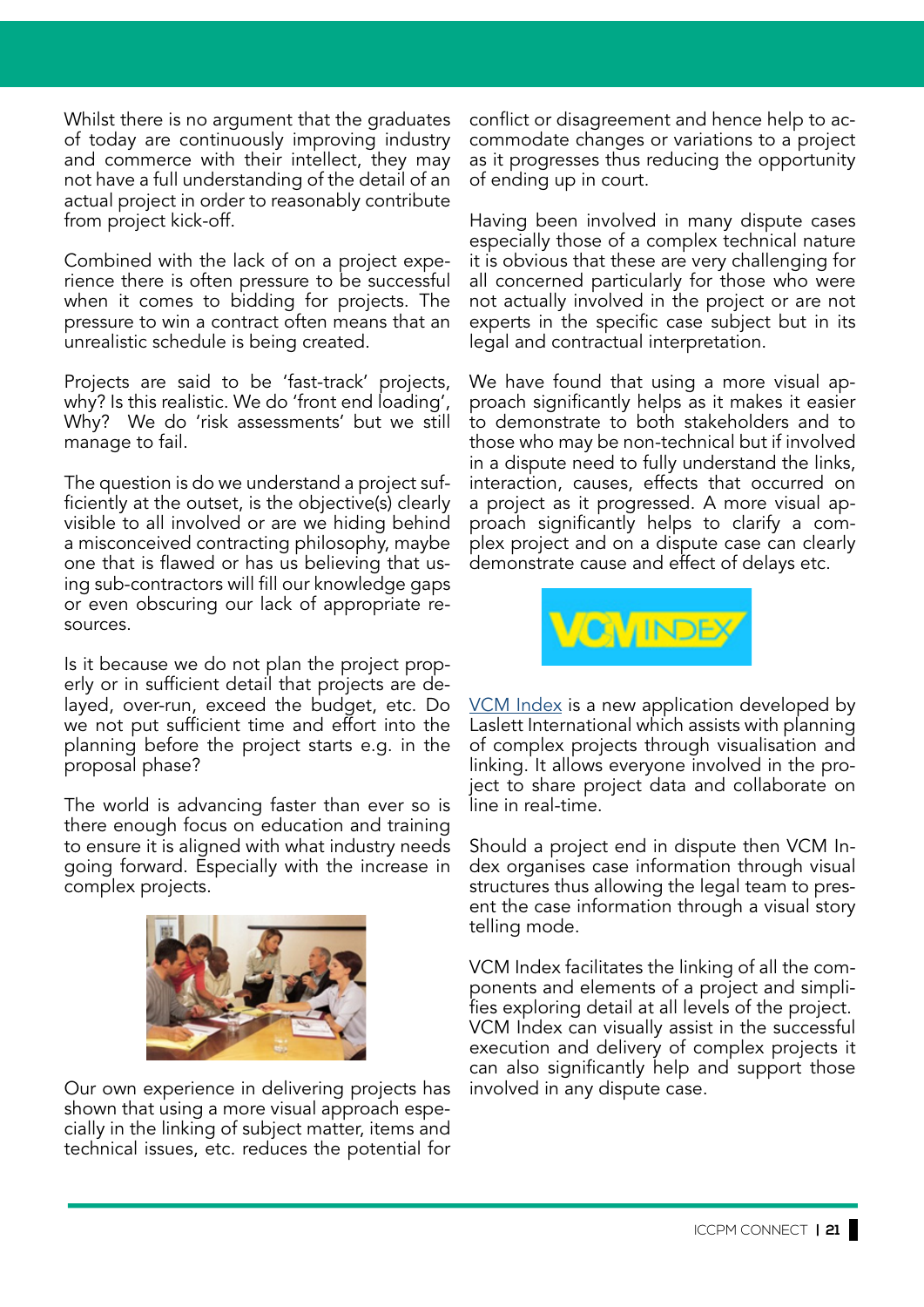Whilst there is no argument that the graduates of today are continuously improving industry and commerce with their intellect, they may not have a full understanding of the detail of an actual project in order to reasonably contribute from project kick-off.

Combined with the lack of on a project experience there is often pressure to be successful when it comes to bidding for projects. The pressure to win a contract often means that an unrealistic schedule is being created.

Projects are said to be 'fast-track' projects, why? Is this realistic. We do 'front end loading', Why? We do 'risk assessments' but we still manage to fail.

The question is do we understand a project sufficiently at the outset, is the objective(s) clearly visible to all involved or are we hiding behind a misconceived contracting philosophy, maybe one that is flawed or has us believing that using sub-contractors will fill our knowledge gaps or even obscuring our lack of appropriate resources.

Is it because we do not plan the project properly or in sufficient detail that projects are delayed, over-run, exceed the budget, etc. Do we not put sufficient time and effort into the planning before the project starts e.g. in the proposal phase?

The world is advancing faster than ever so is there enough focus on education and training to ensure it is aligned with what industry needs going forward. Especially with the increase in complex projects.

Our own experience in delivering projects has shown that using a more visual approach especially in the linking of subject matter, items and technical issues, etc. reduces the potential for conflict or disagreement and hence help to accommodate changes or variations to a project as it progresses thus reducing the opportunity of ending up in court.

Having been involved in many dispute cases especially those of a complex technical nature it is obvious that these are very challenging for all concerned particularly for those who were not actually involved in the project or are not experts in the specific case subject but in its legal and contractual interpretation.

We have found that using a more visual approach significantly helps as it makes it easier to demonstrate to both stakeholders and to those who may be non-technical but if involved in a dispute need to fully understand the links, interaction, causes, effects that occurred on a project as it progressed. A more visual approach significantly helps to clarify a complex project and on a dispute case can clearly demonstrate cause and effect of delays etc.

VCM INDEX

VCM Index is a new application developed by Laslett International which assists with planning of complex projects through visualisation and linking. It allows everyone involved in the project to share project data and collaborate on line in real-time.

Should a project end in dispute then VCM Index organises case information through visual structures thus allowing the legal team to present the case information through a visual story telling mode.

VCM Index facilitates the linking of all the components and elements of a project and simplifies exploring detail at all levels of the project. VCM Index can visually assist in the successful execution and delivery of complex projects it can also significantly help and support those involved in any dispute case.